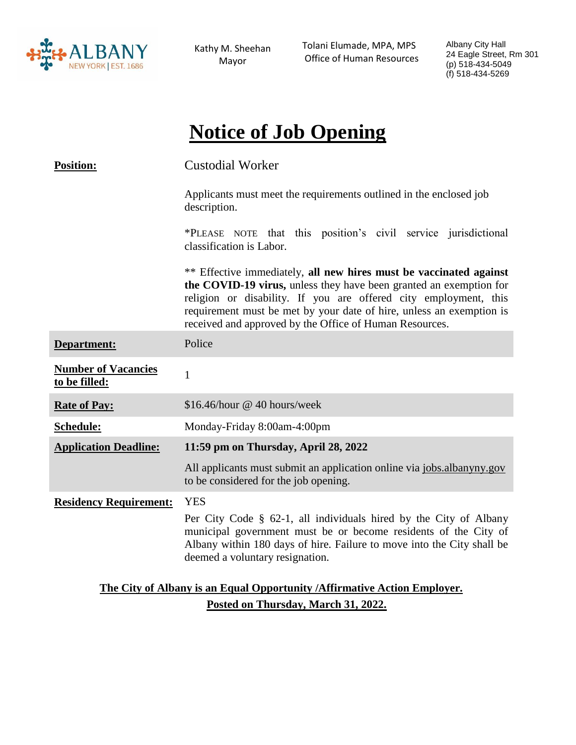ALBANY NEW YORK | EST. 1686

Kathy M. Sheehan
Mayor

Tolani Elumade, MPA, MPS
Office of Human Resources

Albany City Hall
24 Eagle Street, Rm 301
(p) 518-434-5049
(f) 518-434-5269

# Notice of Job Opening

| | |
|---|---|
| **Position:** | Custodial Worker<br><br>Applicants must meet the requirements outlined in the enclosed job description.<br><br>*PLEASE NOTE that this position's civil service jurisdictional classification is Labor.<br><br>** Effective immediately, **all new hires must be vaccinated against the COVID-19 virus,** unless they have been granted an exemption for religion or disability. If you are offered city employment, this requirement must be met by your date of hire, unless an exemption is received and approved by the Office of Human Resources. |
| **Department:** | Police |
| **Number of Vacancies to be filled:** | 1 |
| **Rate of Pay:** | $16.46/hour @ 40 hours/week |
| **Schedule:** | Monday-Friday 8:00am-4:00pm |
| **Application Deadline:** | **11:59 pm on Thursday, April 28, 2022**<br><br>All applicants must submit an application online via jobs.albanyny.gov to be considered for the job opening. |
| **Residency Requirement:** | YES<br><br>Per City Code § 62-1, all individuals hired by the City of Albany municipal government must be or become residents of the City of Albany within 180 days of hire. Failure to move into the City shall be deemed a voluntary resignation. |

**The City of Albany is an Equal Opportunity /Affirmative Action Employer.**

**Posted on Thursday, March 31, 2022.**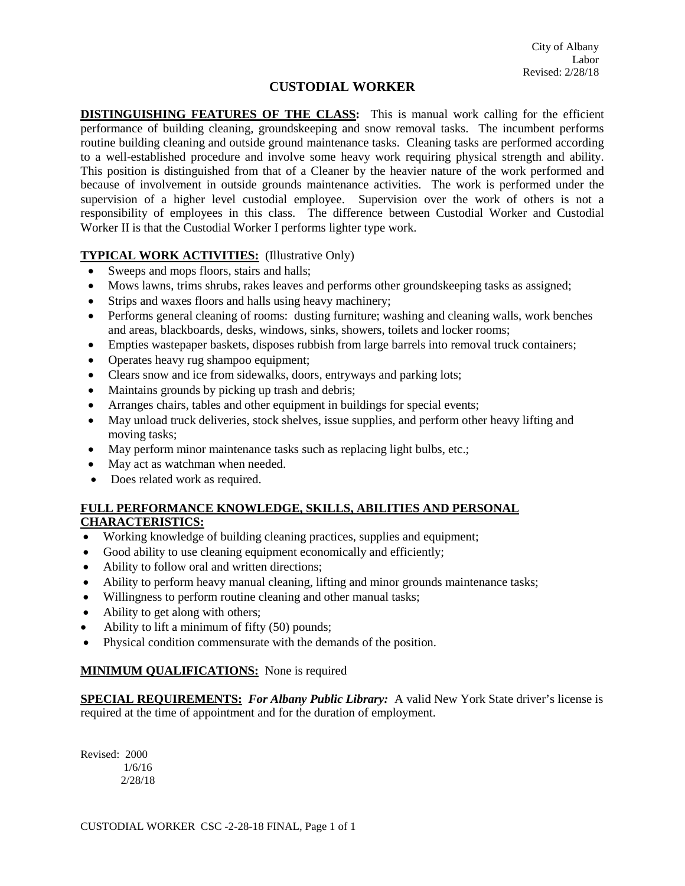City of Albany
Labor
Revised: 2/28/18

# CUSTODIAL WORKER

**DISTINGUISHING FEATURES OF THE CLASS:** This is manual work calling for the efficient performance of building cleaning, groundskeeping and snow removal tasks. The incumbent performs routine building cleaning and outside ground maintenance tasks. Cleaning tasks are performed according to a well-established procedure and involve some heavy work requiring physical strength and ability. This position is distinguished from that of a Cleaner by the heavier nature of the work performed and because of involvement in outside grounds maintenance activities. The work is performed under the supervision of a higher level custodial employee. Supervision over the work of others is not a responsibility of employees in this class. The difference between Custodial Worker and Custodial Worker II is that the Custodial Worker I performs lighter type work.

**TYPICAL WORK ACTIVITIES:** (Illustrative Only)

- Sweeps and mops floors, stairs and halls;
- Mows lawns, trims shrubs, rakes leaves and performs other groundskeeping tasks as assigned;
- Strips and waxes floors and halls using heavy machinery;
- Performs general cleaning of rooms: dusting furniture; washing and cleaning walls, work benches and areas, blackboards, desks, windows, sinks, showers, toilets and locker rooms;
- Empties wastepaper baskets, disposes rubbish from large barrels into removal truck containers;
- Operates heavy rug shampoo equipment;
- Clears snow and ice from sidewalks, doors, entryways and parking lots;
- Maintains grounds by picking up trash and debris;
- Arranges chairs, tables and other equipment in buildings for special events;
- May unload truck deliveries, stock shelves, issue supplies, and perform other heavy lifting and moving tasks;
- May perform minor maintenance tasks such as replacing light bulbs, etc.;
- May act as watchman when needed.
- Does related work as required.

**FULL PERFORMANCE KNOWLEDGE, SKILLS, ABILITIES AND PERSONAL CHARACTERISTICS:**

- Working knowledge of building cleaning practices, supplies and equipment;
- Good ability to use cleaning equipment economically and efficiently;
- Ability to follow oral and written directions;
- Ability to perform heavy manual cleaning, lifting and minor grounds maintenance tasks;
- Willingness to perform routine cleaning and other manual tasks;
- Ability to get along with others;
- Ability to lift a minimum of fifty (50) pounds;
- Physical condition commensurate with the demands of the position.

**MINIMUM QUALIFICATIONS:** None is required

**SPECIAL REQUIREMENTS:** ***For Albany Public Library:*** A valid New York State driver's license is required at the time of appointment and for the duration of employment.

Revised: 2000
1/6/16
2/28/18

CUSTODIAL WORKER CSC -2-28-18 FINAL, Page 1 of 1